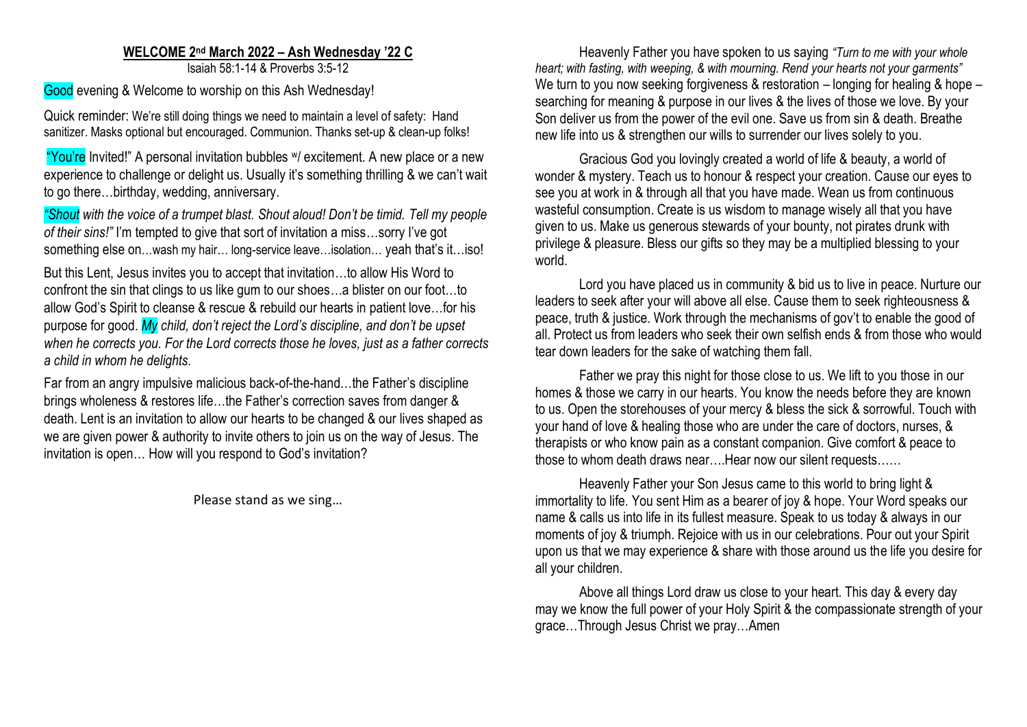## WELCOME 2nd March 2022 – Ash Wednesday '22 C

Isaiah 58:1-14 & Proverbs 3:5-12

Good evening & Welcome to worship on this Ash Wednesday!

Quick reminder: We're still doing things we need to maintain a level of safety: Hand sanitizer. Masks optional but encouraged. Communion. Thanks set-up & clean-up folks!

"You're Invited!" A personal invitation bubbles w/ excitement. A new place or a new experience to challenge or delight us. Usually it's something thrilling & we can't wait to go there…birthday, wedding, anniversary.

*"Shout with the voice of a trumpet blast. Shout aloud! Don't be timid. Tell my people of their sins!"* I'm tempted to give that sort of invitation a miss…sorry I've got something else on…wash my hair… long-service leave…isolation… yeah that's it…iso!

But this Lent, Jesus invites you to accept that invitation…to allow His Word to confront the sin that clings to us like gum to our shoes…a blister on our foot…to allow God's Spirit to cleanse & rescue & rebuild our hearts in patient love…for his purpose for good. *My child, don't reject the Lord's discipline, and don't be upset when he corrects you. For the Lord corrects those he loves, just as a father corrects a child in whom he delights.*

Far from an angry impulsive malicious back-of-the-hand…the Father's discipline brings wholeness & restores life…the Father's correction saves from danger & death. Lent is an invitation to allow our hearts to be changed & our lives shaped as we are given power & authority to invite others to join us on the way of Jesus. The invitation is open… How will you respond to God's invitation?

Please stand as we sing…

Heavenly Father you have spoken to us saying *"Turn to me with your whole heart; with fasting, with weeping, & with mourning. Rend your hearts not your garments"* We turn to you now seeking forgiveness & restoration – longing for healing & hope – searching for meaning & purpose in our lives & the lives of those we love. By your Son deliver us from the power of the evil one. Save us from sin & death. Breathe new life into us & strengthen our wills to surrender our lives solely to you.

Gracious God you lovingly created a world of life & beauty, a world of wonder & mystery. Teach us to honour & respect your creation. Cause our eyes to see you at work in & through all that you have made. Wean us from continuous wasteful consumption. Create is us wisdom to manage wisely all that you have given to us. Make us generous stewards of your bounty, not pirates drunk with privilege & pleasure. Bless our gifts so they may be a multiplied blessing to your world.

Lord you have placed us in community & bid us to live in peace. Nurture our leaders to seek after your will above all else. Cause them to seek righteousness & peace, truth & justice. Work through the mechanisms of gov't to enable the good of all. Protect us from leaders who seek their own selfish ends & from those who would tear down leaders for the sake of watching them fall.

Father we pray this night for those close to us. We lift to you those in our homes & those we carry in our hearts. You know the needs before they are known to us. Open the storehouses of your mercy & bless the sick & sorrowful. Touch with your hand of love & healing those who are under the care of doctors, nurses, & therapists or who know pain as a constant companion. Give comfort & peace to those to whom death draws near….Hear now our silent requests……

Heavenly Father your Son Jesus came to this world to bring light & immortality to life. You sent Him as a bearer of joy & hope. Your Word speaks our name & calls us into life in its fullest measure. Speak to us today & always in our moments of joy & triumph. Rejoice with us in our celebrations. Pour out your Spirit upon us that we may experience & share with those around us the life you desire for all your children.

Above all things Lord draw us close to your heart. This day & every day may we know the full power of your Holy Spirit & the compassionate strength of your grace…Through Jesus Christ we pray…Amen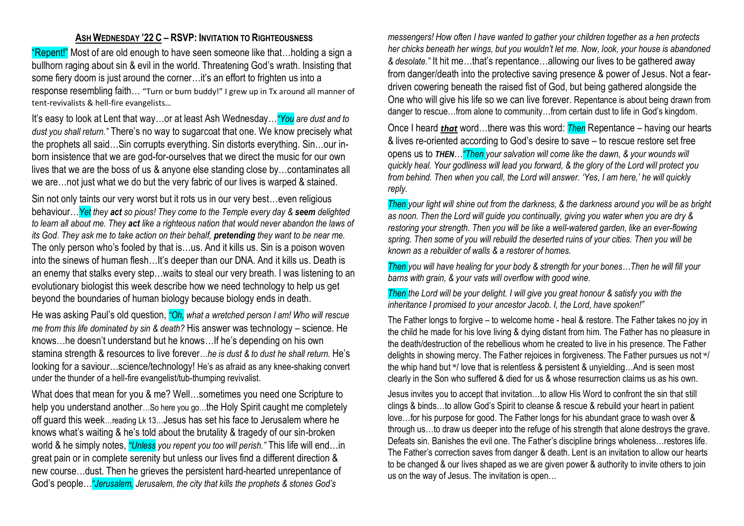## **ASH WEDNESDAY '22 C – RSVP: INVITATION TO RIGHTEOUSNESS**

"Repent!" Most of are old enough to have seen someone like that…holding a sign a bullhorn raging about sin & evil in the world. Threatening God's wrath. Insisting that some fiery doom is just around the corner…it's an effort to frighten us into a response resembling faith… "Turn or burn buddy!" I grew up in Tx around all manner of tent-revivalists & hell-fire evangelists…

It's easy to look at Lent that way…or at least Ash Wednesday…*"You are dust and to dust you shall return."* There's no way to sugarcoat that one. We know precisely what the prophets all said…Sin corrupts everything. Sin distorts everything. Sin…our in-born insistence that we are god-for-ourselves that we direct the music for our own lives that we are the boss of us & anyone else standing close by…contaminates all we are…not just what we do but the very fabric of our lives is warped & stained.

Sin not only taints our very worst but it rots us in our very best…even religious behaviour…*Yet they **act** so pious! They come to the Temple every day & **seem** delighted to learn all about me. They **act** like a righteous nation that would never abandon the laws of its God. They ask me to take action on their behalf, **pretending** they want to be near me.* The only person who's fooled by that is…us. And it kills us. Sin is a poison woven into the sinews of human flesh…It's deeper than our DNA. And it kills us. Death is an enemy that stalks every step…waits to steal our very breath. I was listening to an evolutionary biologist this week describe how we need technology to help us get beyond the boundaries of human biology because biology ends in death.

He was asking Paul's old question, *"Oh, what a wretched person I am! Who will rescue me from this life dominated by sin & death?* His answer was technology – science. He knows…he doesn't understand but he knows…If he's depending on his own stamina strength & resources to live forever…*he is dust & to dust he shall return.* He's looking for a saviour…science/technology! He's as afraid as any knee-shaking convert under the thunder of a hell-fire evangelist/tub-thumping revivalist.

What does that mean for you & me? Well…sometimes you need one Scripture to help you understand another…So here you go…the Holy Spirit caught me completely off guard this week…reading Lk 13…Jesus has set his face to Jerusalem where he knows what's waiting & he's told about the brutality & tragedy of our sin-broken world & he simply notes, *"Unless you repent you too will perish."* This life will end…in great pain or in complete serenity but unless our lives find a different direction & new course…dust. Then he grieves the persistent hard-hearted unrepentance of God's people…*"Jerusalem, Jerusalem, the city that kills the prophets & stones God's messengers! How often I have wanted to gather your children together as a hen protects her chicks beneath her wings, but you wouldn't let me. Now, look, your house is abandoned & desolate."* It hit me…that's repentance…allowing our lives to be gathered away from danger/death into the protective saving presence & power of Jesus. Not a fear-driven cowering beneath the raised fist of God, but being gathered alongside the One who will give his life so we can live forever. Repentance is about being drawn from danger to rescue…from alone to community…from certain dust to life in God's kingdom.

Once I heard ***that*** word…there was this word: *Then* Repentance – having our hearts & lives re-oriented according to God's desire to save – to rescue restore set free opens us to ***THEN***…*"Then your salvation will come like the dawn, & your wounds will quickly heal. Your godliness will lead you forward, & the glory of the Lord will protect you from behind. Then when you call, the Lord will answer. 'Yes, I am here,' he will quickly reply.*

*Then your light will shine out from the darkness, & the darkness around you will be as bright as noon. Then the Lord will guide you continually, giving you water when you are dry & restoring your strength. Then you will be like a well-watered garden, like an ever-flowing spring. Then some of you will rebuild the deserted ruins of your cities. Then you will be known as a rebuilder of walls & a restorer of homes.*

*Then you will have healing for your body & strength for your bones…Then he will fill your barns with grain, & your vats will overflow with good wine.*

*Then the Lord will be your delight. I will give you great honour & satisfy you with the inheritance I promised to your ancestor Jacob. I, the Lord, have spoken!"*

The Father longs to forgive – to welcome home - heal & restore. The Father takes no joy in the child he made for his love living & dying distant from him. The Father has no pleasure in the death/destruction of the rebellious whom he created to live in his presence. The Father delights in showing mercy. The Father rejoices in forgiveness. The Father pursues us not w/ the whip hand but w/ love that is relentless & persistent & unyielding…And is seen most clearly in the Son who suffered & died for us & whose resurrection claims us as his own.

Jesus invites you to accept that invitation…to allow His Word to confront the sin that still clings & binds…to allow God's Spirit to cleanse & rescue & rebuild your heart in patient love…for his purpose for good. The Father longs for his abundant grace to wash over & through us…to draw us deeper into the refuge of his strength that alone destroys the grave. Defeats sin. Banishes the evil one. The Father's discipline brings wholeness…restores life. The Father's correction saves from danger & death. Lent is an invitation to allow our hearts to be changed & our lives shaped as we are given power & authority to invite others to join us on the way of Jesus. The invitation is open…